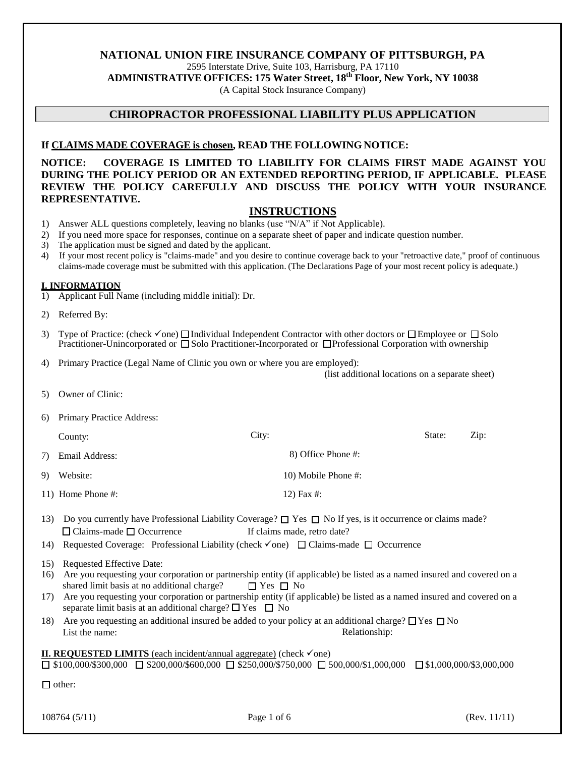**NATIONAL UNION FIRE INSURANCE COMPANY OF PITTSBURGH, PA**

2595 Interstate Drive, Suite 103, Harrisburg, PA 17110

**ADMINISTRATIVE OFFICES: 175 Water Street, 18th Floor, New York, NY 10038**

(A Capital Stock Insurance Company)

# CHIROPRACTOR PROFESSIONAL LIABILITY PLUS APPLICATION

**If CLAIMS MADE COVERAGE is chosen, READ THE FOLLOWING NOTICE:**

**NOTICE: COVERAGE IS LIMITED TO LIABILITY FOR CLAIMS FIRST MADE AGAINST YOU DURING THE POLICY PERIOD OR AN EXTENDED REPORTING PERIOD, IF APPLICABLE. PLEASE REVIEW THE POLICY CAREFULLY AND DISCUSS THE POLICY WITH YOUR INSURANCE REPRESENTATIVE.**

## INSTRUCTIONS

1) Answer ALL questions completely, leaving no blanks (use "N/A" if Not Applicable).
2) If you need more space for responses, continue on a separate sheet of paper and indicate question number.
3) The application must be signed and dated by the applicant.
4) If your most recent policy is "claims-made" and you desire to continue coverage back to your "retroactive date," proof of continuous claims-made coverage must be submitted with this application. (The Declarations Page of your most recent policy is adequate.)

## I. INFORMATION

1) Applicant Full Name (including middle initial): Dr.

2) Referred By:

3) Type of Practice: (check ✓one) ☐ Individual Independent Contractor with other doctors or ☐ Employee or ☐ Solo Practitioner-Unincorporated or ☐ Solo Practitioner-Incorporated or ☐ Professional Corporation with ownership

4) Primary Practice (Legal Name of Clinic you own or where you are employed):
(list additional locations on a separate sheet)

5) Owner of Clinic:

6) Primary Practice Address:

County: City: State: Zip:

7) Email Address: 8) Office Phone #:

9) Website: 10) Mobile Phone #:

11) Home Phone #: 12) Fax #:

13) Do you currently have Professional Liability Coverage? ☐ Yes ☐ No If yes, is it occurrence or claims made?
☐ Claims-made ☐ Occurrence If claims made, retro date?

14) Requested Coverage: Professional Liability (check ✓one) ☐ Claims-made ☐ Occurrence

15) Requested Effective Date:

16) Are you requesting your corporation or partnership entity (if applicable) be listed as a named insured and covered on a shared limit basis at no additional charge? ☐ Yes ☐ No

17) Are you requesting your corporation or partnership entity (if applicable) be listed as a named insured and covered on a separate limit basis at an additional charge? ☐ Yes ☐ No

18) Are you requesting an additional insured be added to your policy at an additional charge? ☐ Yes ☐ No
List the name: Relationship:

## II. REQUESTED LIMITS (each incident/annual aggregate) (check ✓one)

☐ $100,000/$300,000 ☐ $200,000/$600,000 ☐ $250,000/$750,000 ☐ 500,000/$1,000,000 ☐ $1,000,000/$3,000,000

☐ other:

108764 (5/11) (Rev. 11/11)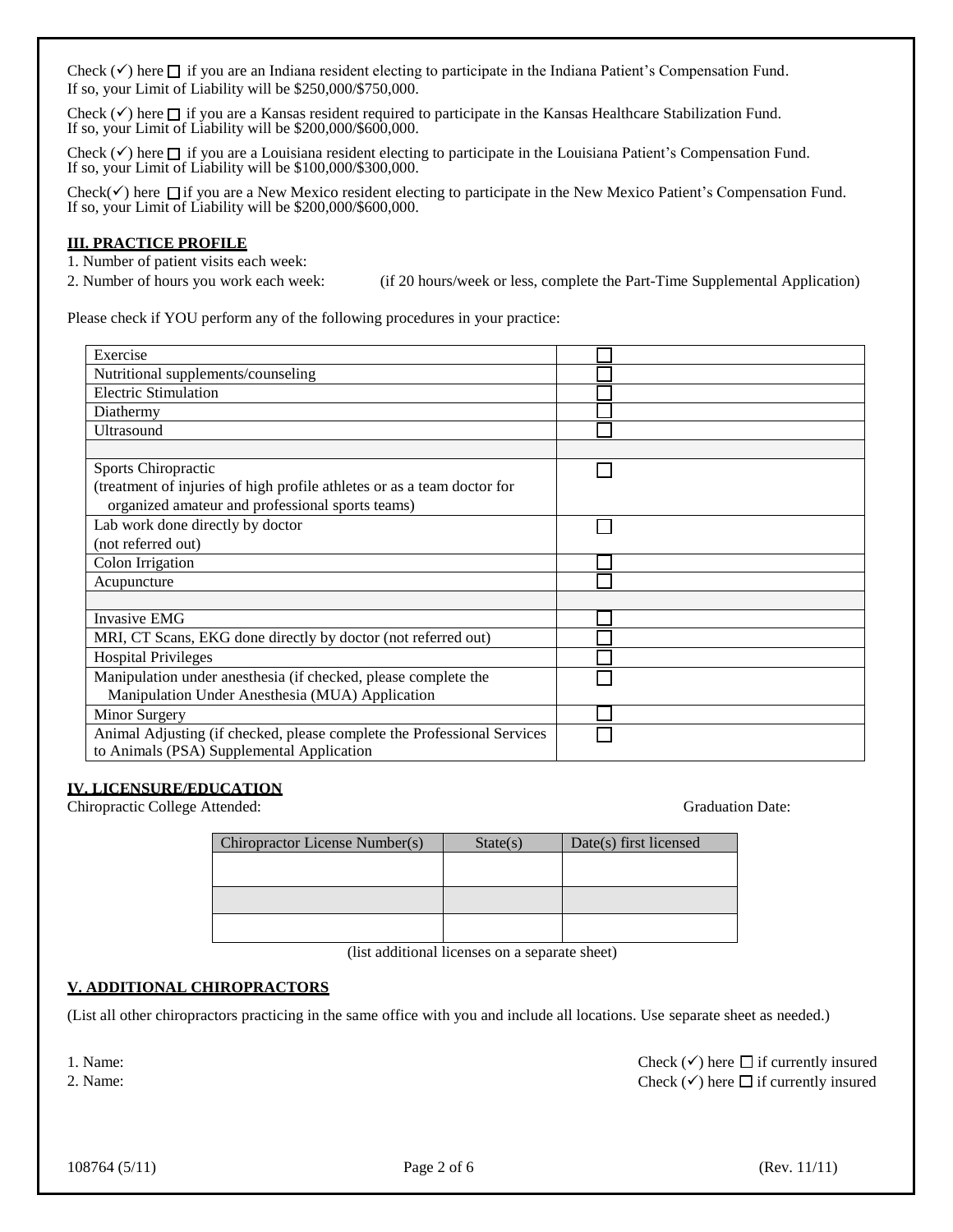Check (✓) here ☐ if you are an Indiana resident electing to participate in the Indiana Patient's Compensation Fund. If so, your Limit of Liability will be $250,000/$750,000.

Check (✓) here ☐ if you are a Kansas resident required to participate in the Kansas Healthcare Stabilization Fund. If so, your Limit of Liability will be $200,000/$600,000.

Check (✓) here ☐ if you are a Louisiana resident electing to participate in the Louisiana Patient's Compensation Fund. If so, your Limit of Liability will be $100,000/$300,000.

Check(✓) here ☐ if you are a New Mexico resident electing to participate in the New Mexico Patient's Compensation Fund. If so, your Limit of Liability will be $200,000/$600,000.

## III. PRACTICE PROFILE

1. Number of patient visits each week:
2. Number of hours you work each week: (if 20 hours/week or less, complete the Part-Time Supplemental Application)

Please check if YOU perform any of the following procedures in your practice:

| Procedure | |
|---|---|
| Exercise | ☐ |
| Nutritional supplements/counseling | ☐ |
| Electric Stimulation | ☐ |
| Diathermy | ☐ |
| Ultrasound | ☐ |
| | |
| Sports Chiropractic (treatment of injuries of high profile athletes or as a team doctor for organized amateur and professional sports teams) | ☐ |
| Lab work done directly by doctor (not referred out) | ☐ |
| Colon Irrigation | ☐ |
| Acupuncture | ☐ |
| | |
| Invasive EMG | ☐ |
| MRI, CT Scans, EKG done directly by doctor (not referred out) | ☐ |
| Hospital Privileges | ☐ |
| Manipulation under anesthesia (if checked, please complete the Manipulation Under Anesthesia (MUA) Application | ☐ |
| Minor Surgery | ☐ |
| Animal Adjusting (if checked, please complete the Professional Services to Animals (PSA) Supplemental Application | ☐ |

## IV. LICENSURE/EDUCATION

Chiropractic College Attended: Graduation Date:

| Chiropractor License Number(s) | State(s) | Date(s) first licensed |
|---|---|---|
| | | |
| | | |
| | | |

(list additional licenses on a separate sheet)

## V. ADDITIONAL CHIROPRACTORS

(List all other chiropractors practicing in the same office with you and include all locations. Use separate sheet as needed.)

1. Name: Check (✓) here ☐ if currently insured
2. Name: Check (✓) here ☐ if currently insured

108764 (5/11) (Rev. 11/11)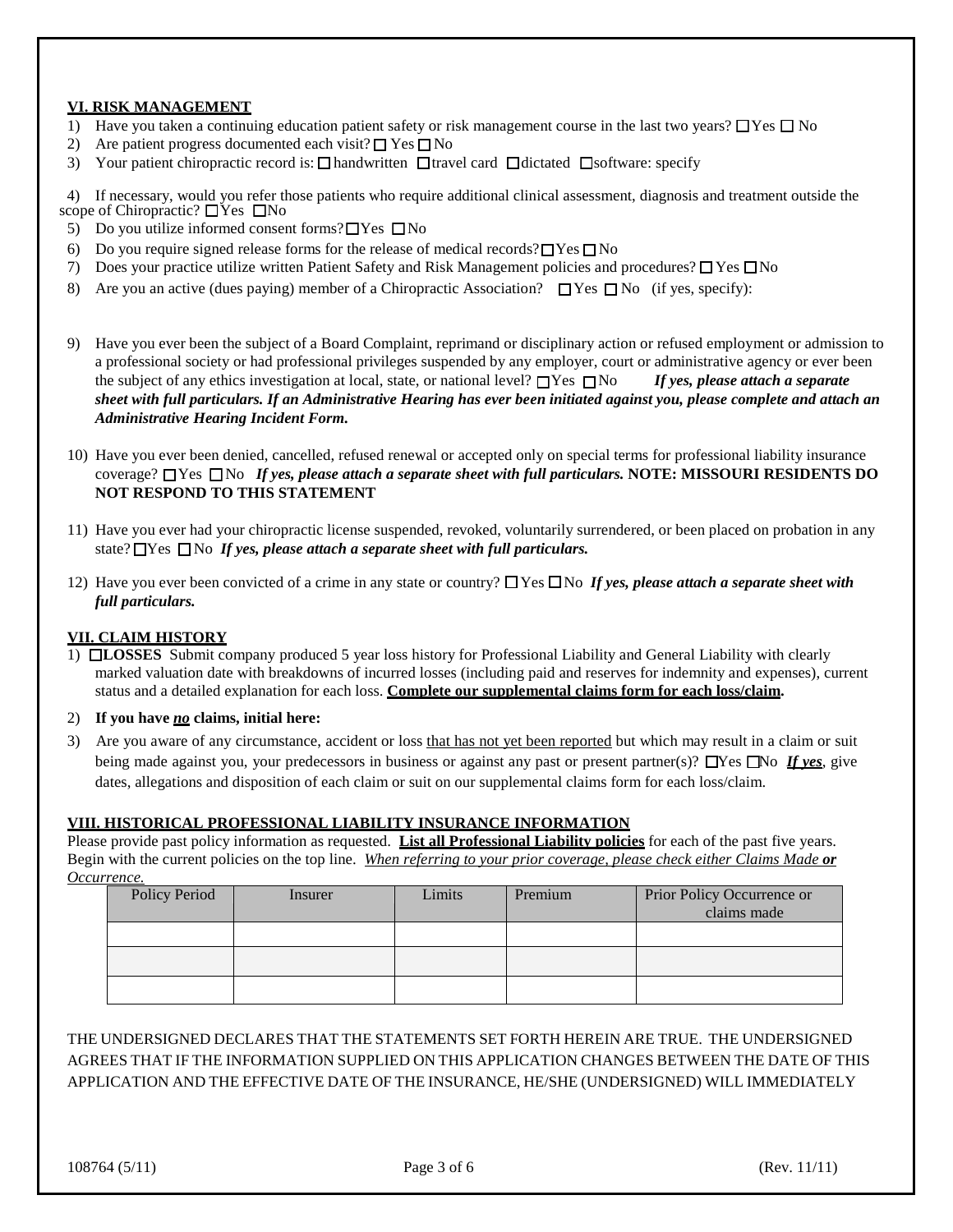## VI. RISK MANAGEMENT

1) Have you taken a continuing education patient safety or risk management course in the last two years? ☐ Yes ☐ No
2) Are patient progress documented each visit? ☐ Yes ☐ No
3) Your patient chiropractic record is: ☐ handwritten ☐ travel card ☐ dictated ☐ software: specify
4) If necessary, would you refer those patients who require additional clinical assessment, diagnosis and treatment outside the scope of Chiropractic? ☐ Yes ☐ No
5) Do you utilize informed consent forms? ☐ Yes ☐ No
6) Do you require signed release forms for the release of medical records? ☐ Yes ☐ No
7) Does your practice utilize written Patient Safety and Risk Management policies and procedures? ☐ Yes ☐ No
8) Are you an active (dues paying) member of a Chiropractic Association? ☐ Yes ☐ No (if yes, specify):
9) Have you ever been the subject of a Board Complaint, reprimand or disciplinary action or refused employment or admission to a professional society or had professional privileges suspended by any employer, court or administrative agency or ever been the subject of any ethics investigation at local, state, or national level? ☐ Yes ☐ No ***If yes, please attach a separate sheet with full particulars. If an Administrative Hearing has ever been initiated against you, please complete and attach an Administrative Hearing Incident Form.***
10) Have you ever been denied, cancelled, refused renewal or accepted only on special terms for professional liability insurance coverage? ☐ Yes ☐ No ***If yes, please attach a separate sheet with full particulars.*** **NOTE: MISSOURI RESIDENTS DO NOT RESPOND TO THIS STATEMENT**
11) Have you ever had your chiropractic license suspended, revoked, voluntarily surrendered, or been placed on probation in any state? ☐ Yes ☐ No ***If yes, please attach a separate sheet with full particulars.***
12) Have you ever been convicted of a crime in any state or country? ☐ Yes ☐ No ***If yes, please attach a separate sheet with full particulars.***

## VII. CLAIM HISTORY

1) ☐ **LOSSES** Submit company produced 5 year loss history for Professional Liability and General Liability with clearly marked valuation date with breakdowns of incurred losses (including paid and reserves for indemnity and expenses), current status and a detailed explanation for each loss. **Complete our supplemental claims form for each loss/claim.**
2) **If you have *no* claims, initial here:**
3) Are you aware of any circumstance, accident or loss that has not yet been reported but which may result in a claim or suit being made against you, your predecessors in business or against any past or present partner(s)? ☐ Yes ☐ No ***If yes***, give dates, allegations and disposition of each claim or suit on our supplemental claims form for each loss/claim.

## VIII. HISTORICAL PROFESSIONAL LIABILITY INSURANCE INFORMATION

Please provide past policy information as requested. **List all Professional Liability policies** for each of the past five years. Begin with the current policies on the top line. *When referring to your prior coverage, please check either Claims Made **or** Occurrence.*

| Policy Period | Insurer | Limits | Premium | Prior Policy Occurrence or claims made |
|---|---|---|---|---|
| | | | | |
| | | | | |
| | | | | |

THE UNDERSIGNED DECLARES THAT THE STATEMENTS SET FORTH HEREIN ARE TRUE. THE UNDERSIGNED AGREES THAT IF THE INFORMATION SUPPLIED ON THIS APPLICATION CHANGES BETWEEN THE DATE OF THIS APPLICATION AND THE EFFECTIVE DATE OF THE INSURANCE, HE/SHE (UNDERSIGNED) WILL IMMEDIATELY

108764 (5/11) (Rev. 11/11)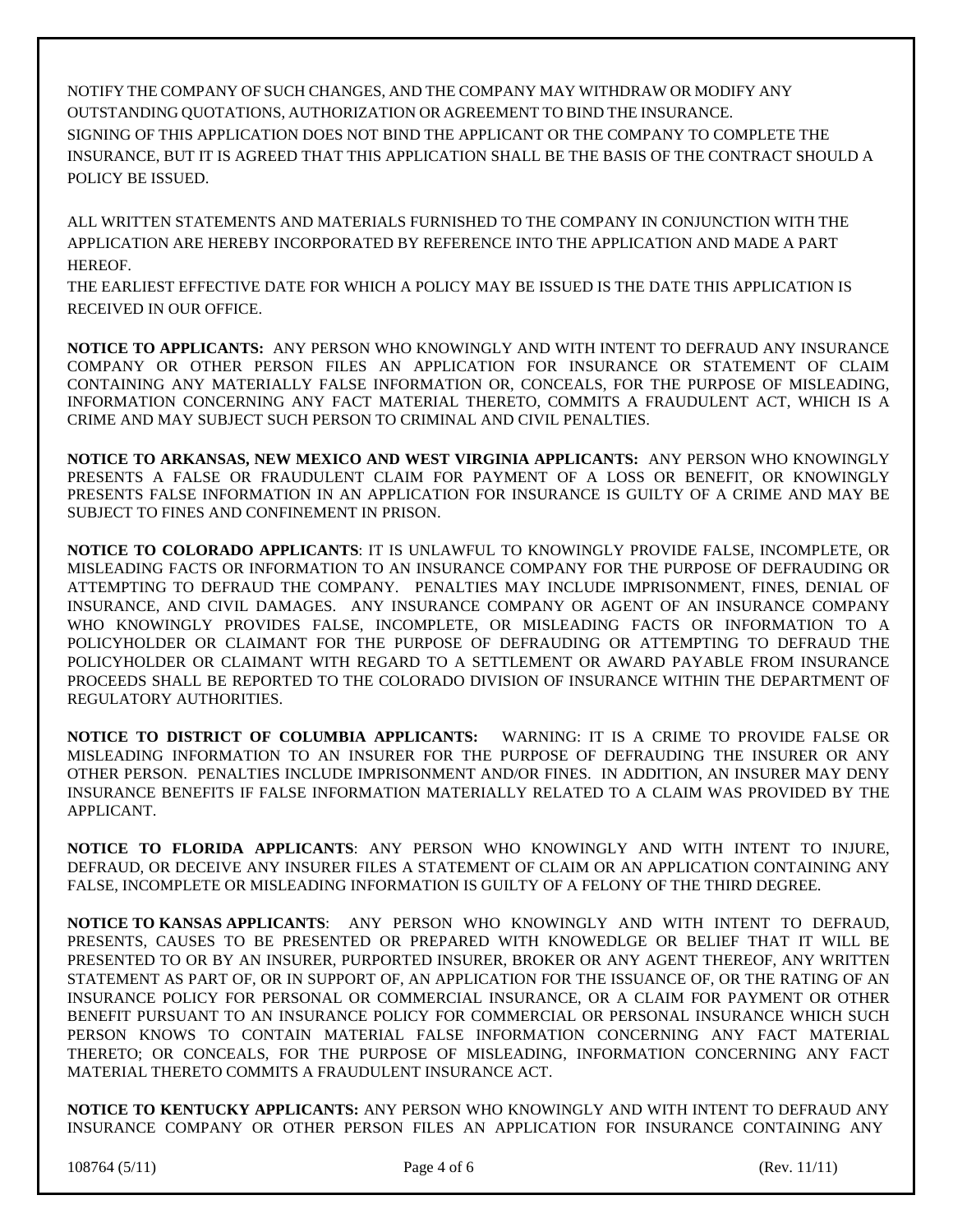NOTIFY THE COMPANY OF SUCH CHANGES, AND THE COMPANY MAY WITHDRAW OR MODIFY ANY OUTSTANDING QUOTATIONS, AUTHORIZATION OR AGREEMENT TO BIND THE INSURANCE.
SIGNING OF THIS APPLICATION DOES NOT BIND THE APPLICANT OR THE COMPANY TO COMPLETE THE INSURANCE, BUT IT IS AGREED THAT THIS APPLICATION SHALL BE THE BASIS OF THE CONTRACT SHOULD A POLICY BE ISSUED.

ALL WRITTEN STATEMENTS AND MATERIALS FURNISHED TO THE COMPANY IN CONJUNCTION WITH THE APPLICATION ARE HEREBY INCORPORATED BY REFERENCE INTO THE APPLICATION AND MADE A PART HEREOF.
THE EARLIEST EFFECTIVE DATE FOR WHICH A POLICY MAY BE ISSUED IS THE DATE THIS APPLICATION IS RECEIVED IN OUR OFFICE.

**NOTICE TO APPLICANTS:** ANY PERSON WHO KNOWINGLY AND WITH INTENT TO DEFRAUD ANY INSURANCE COMPANY OR OTHER PERSON FILES AN APPLICATION FOR INSURANCE OR STATEMENT OF CLAIM CONTAINING ANY MATERIALLY FALSE INFORMATION OR, CONCEALS, FOR THE PURPOSE OF MISLEADING, INFORMATION CONCERNING ANY FACT MATERIAL THERETO, COMMITS A FRAUDULENT ACT, WHICH IS A CRIME AND MAY SUBJECT SUCH PERSON TO CRIMINAL AND CIVIL PENALTIES.

**NOTICE TO ARKANSAS, NEW MEXICO AND WEST VIRGINIA APPLICANTS:** ANY PERSON WHO KNOWINGLY PRESENTS A FALSE OR FRAUDULENT CLAIM FOR PAYMENT OF A LOSS OR BENEFIT, OR KNOWINGLY PRESENTS FALSE INFORMATION IN AN APPLICATION FOR INSURANCE IS GUILTY OF A CRIME AND MAY BE SUBJECT TO FINES AND CONFINEMENT IN PRISON.

**NOTICE TO COLORADO APPLICANTS**: IT IS UNLAWFUL TO KNOWINGLY PROVIDE FALSE, INCOMPLETE, OR MISLEADING FACTS OR INFORMATION TO AN INSURANCE COMPANY FOR THE PURPOSE OF DEFRAUDING OR ATTEMPTING TO DEFRAUD THE COMPANY. PENALTIES MAY INCLUDE IMPRISONMENT, FINES, DENIAL OF INSURANCE, AND CIVIL DAMAGES. ANY INSURANCE COMPANY OR AGENT OF AN INSURANCE COMPANY WHO KNOWINGLY PROVIDES FALSE, INCOMPLETE, OR MISLEADING FACTS OR INFORMATION TO A POLICYHOLDER OR CLAIMANT FOR THE PURPOSE OF DEFRAUDING OR ATTEMPTING TO DEFRAUD THE POLICYHOLDER OR CLAIMANT WITH REGARD TO A SETTLEMENT OR AWARD PAYABLE FROM INSURANCE PROCEEDS SHALL BE REPORTED TO THE COLORADO DIVISION OF INSURANCE WITHIN THE DEPARTMENT OF REGULATORY AUTHORITIES.

**NOTICE TO DISTRICT OF COLUMBIA APPLICANTS:** WARNING: IT IS A CRIME TO PROVIDE FALSE OR MISLEADING INFORMATION TO AN INSURER FOR THE PURPOSE OF DEFRAUDING THE INSURER OR ANY OTHER PERSON. PENALTIES INCLUDE IMPRISONMENT AND/OR FINES. IN ADDITION, AN INSURER MAY DENY INSURANCE BENEFITS IF FALSE INFORMATION MATERIALLY RELATED TO A CLAIM WAS PROVIDED BY THE APPLICANT.

**NOTICE TO FLORIDA APPLICANTS**: ANY PERSON WHO KNOWINGLY AND WITH INTENT TO INJURE, DEFRAUD, OR DECEIVE ANY INSURER FILES A STATEMENT OF CLAIM OR AN APPLICATION CONTAINING ANY FALSE, INCOMPLETE OR MISLEADING INFORMATION IS GUILTY OF A FELONY OF THE THIRD DEGREE.

**NOTICE TO KANSAS APPLICANTS**: ANY PERSON WHO KNOWINGLY AND WITH INTENT TO DEFRAUD, PRESENTS, CAUSES TO BE PRESENTED OR PREPARED WITH KNOWEDLGE OR BELIEF THAT IT WILL BE PRESENTED TO OR BY AN INSURER, PURPORTED INSURER, BROKER OR ANY AGENT THEREOF, ANY WRITTEN STATEMENT AS PART OF, OR IN SUPPORT OF, AN APPLICATION FOR THE ISSUANCE OF, OR THE RATING OF AN INSURANCE POLICY FOR PERSONAL OR COMMERCIAL INSURANCE, OR A CLAIM FOR PAYMENT OR OTHER BENEFIT PURSUANT TO AN INSURANCE POLICY FOR COMMERCIAL OR PERSONAL INSURANCE WHICH SUCH PERSON KNOWS TO CONTAIN MATERIAL FALSE INFORMATION CONCERNING ANY FACT MATERIAL THERETO; OR CONCEALS, FOR THE PURPOSE OF MISLEADING, INFORMATION CONCERNING ANY FACT MATERIAL THERETO COMMITS A FRAUDULENT INSURANCE ACT.

**NOTICE TO KENTUCKY APPLICANTS:** ANY PERSON WHO KNOWINGLY AND WITH INTENT TO DEFRAUD ANY INSURANCE COMPANY OR OTHER PERSON FILES AN APPLICATION FOR INSURANCE CONTAINING ANY

108764 (5/11) (Rev. 11/11)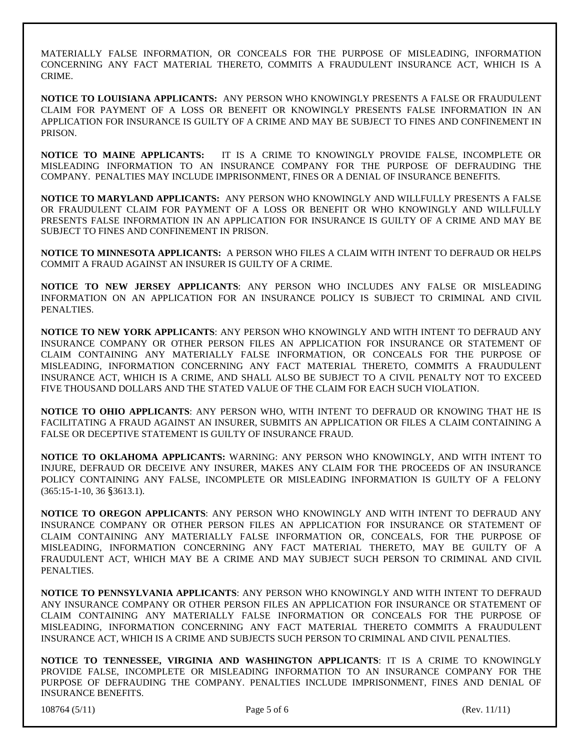MATERIALLY FALSE INFORMATION, OR CONCEALS FOR THE PURPOSE OF MISLEADING, INFORMATION CONCERNING ANY FACT MATERIAL THERETO, COMMITS A FRAUDULENT INSURANCE ACT, WHICH IS A CRIME.

**NOTICE TO LOUISIANA APPLICANTS:** ANY PERSON WHO KNOWINGLY PRESENTS A FALSE OR FRAUDULENT CLAIM FOR PAYMENT OF A LOSS OR BENEFIT OR KNOWINGLY PRESENTS FALSE INFORMATION IN AN APPLICATION FOR INSURANCE IS GUILTY OF A CRIME AND MAY BE SUBJECT TO FINES AND CONFINEMENT IN PRISON.

**NOTICE TO MAINE APPLICANTS:** IT IS A CRIME TO KNOWINGLY PROVIDE FALSE, INCOMPLETE OR MISLEADING INFORMATION TO AN INSURANCE COMPANY FOR THE PURPOSE OF DEFRAUDING THE COMPANY. PENALTIES MAY INCLUDE IMPRISONMENT, FINES OR A DENIAL OF INSURANCE BENEFITS.

**NOTICE TO MARYLAND APPLICANTS:** ANY PERSON WHO KNOWINGLY AND WILLFULLY PRESENTS A FALSE OR FRAUDULENT CLAIM FOR PAYMENT OF A LOSS OR BENEFIT OR WHO KNOWINGLY AND WILLFULLY PRESENTS FALSE INFORMATION IN AN APPLICATION FOR INSURANCE IS GUILTY OF A CRIME AND MAY BE SUBJECT TO FINES AND CONFINEMENT IN PRISON.

**NOTICE TO MINNESOTA APPLICANTS:** A PERSON WHO FILES A CLAIM WITH INTENT TO DEFRAUD OR HELPS COMMIT A FRAUD AGAINST AN INSURER IS GUILTY OF A CRIME.

**NOTICE TO NEW JERSEY APPLICANTS**: ANY PERSON WHO INCLUDES ANY FALSE OR MISLEADING INFORMATION ON AN APPLICATION FOR AN INSURANCE POLICY IS SUBJECT TO CRIMINAL AND CIVIL PENALTIES.

**NOTICE TO NEW YORK APPLICANTS**: ANY PERSON WHO KNOWINGLY AND WITH INTENT TO DEFRAUD ANY INSURANCE COMPANY OR OTHER PERSON FILES AN APPLICATION FOR INSURANCE OR STATEMENT OF CLAIM CONTAINING ANY MATERIALLY FALSE INFORMATION, OR CONCEALS FOR THE PURPOSE OF MISLEADING, INFORMATION CONCERNING ANY FACT MATERIAL THERETO, COMMITS A FRAUDULENT INSURANCE ACT, WHICH IS A CRIME, AND SHALL ALSO BE SUBJECT TO A CIVIL PENALTY NOT TO EXCEED FIVE THOUSAND DOLLARS AND THE STATED VALUE OF THE CLAIM FOR EACH SUCH VIOLATION.

**NOTICE TO OHIO APPLICANTS**: ANY PERSON WHO, WITH INTENT TO DEFRAUD OR KNOWING THAT HE IS FACILITATING A FRAUD AGAINST AN INSURER, SUBMITS AN APPLICATION OR FILES A CLAIM CONTAINING A FALSE OR DECEPTIVE STATEMENT IS GUILTY OF INSURANCE FRAUD.

**NOTICE TO OKLAHOMA APPLICANTS:** WARNING: ANY PERSON WHO KNOWINGLY, AND WITH INTENT TO INJURE, DEFRAUD OR DECEIVE ANY INSURER, MAKES ANY CLAIM FOR THE PROCEEDS OF AN INSURANCE POLICY CONTAINING ANY FALSE, INCOMPLETE OR MISLEADING INFORMATION IS GUILTY OF A FELONY (365:15-1-10, 36 §3613.1).

**NOTICE TO OREGON APPLICANTS**: ANY PERSON WHO KNOWINGLY AND WITH INTENT TO DEFRAUD ANY INSURANCE COMPANY OR OTHER PERSON FILES AN APPLICATION FOR INSURANCE OR STATEMENT OF CLAIM CONTAINING ANY MATERIALLY FALSE INFORMATION OR, CONCEALS, FOR THE PURPOSE OF MISLEADING, INFORMATION CONCERNING ANY FACT MATERIAL THERETO, MAY BE GUILTY OF A FRAUDULENT ACT, WHICH MAY BE A CRIME AND MAY SUBJECT SUCH PERSON TO CRIMINAL AND CIVIL PENALTIES.

**NOTICE TO PENNSYLVANIA APPLICANTS**: ANY PERSON WHO KNOWINGLY AND WITH INTENT TO DEFRAUD ANY INSURANCE COMPANY OR OTHER PERSON FILES AN APPLICATION FOR INSURANCE OR STATEMENT OF CLAIM CONTAINING ANY MATERIALLY FALSE INFORMATION OR CONCEALS FOR THE PURPOSE OF MISLEADING, INFORMATION CONCERNING ANY FACT MATERIAL THERETO COMMITS A FRAUDULENT INSURANCE ACT, WHICH IS A CRIME AND SUBJECTS SUCH PERSON TO CRIMINAL AND CIVIL PENALTIES.

**NOTICE TO TENNESSEE, VIRGINIA AND WASHINGTON APPLICANTS**: IT IS A CRIME TO KNOWINGLY PROVIDE FALSE, INCOMPLETE OR MISLEADING INFORMATION TO AN INSURANCE COMPANY FOR THE PURPOSE OF DEFRAUDING THE COMPANY. PENALTIES INCLUDE IMPRISONMENT, FINES AND DENIAL OF INSURANCE BENEFITS.

108764 (5/11) (Rev. 11/11)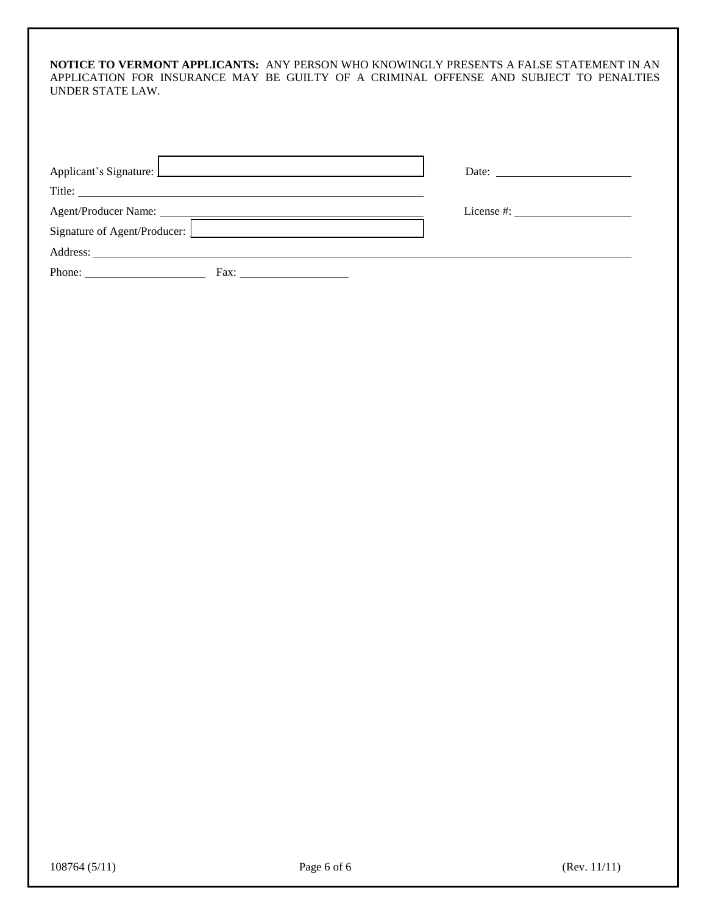**NOTICE TO VERMONT APPLICANTS:** ANY PERSON WHO KNOWINGLY PRESENTS A FALSE STATEMENT IN AN APPLICATION FOR INSURANCE MAY BE GUILTY OF A CRIMINAL OFFENSE AND SUBJECT TO PENALTIES UNDER STATE LAW.

Applicant's Signature: ______________________________ Date: ____________________

Title: ______________________________

Agent/Producer Name: ______________________________ License #: ____________________

Signature of Agent/Producer: ______________________________

Address: ______________________________

Phone: ____________________ Fax: ____________________

108764 (5/11) (Rev. 11/11)